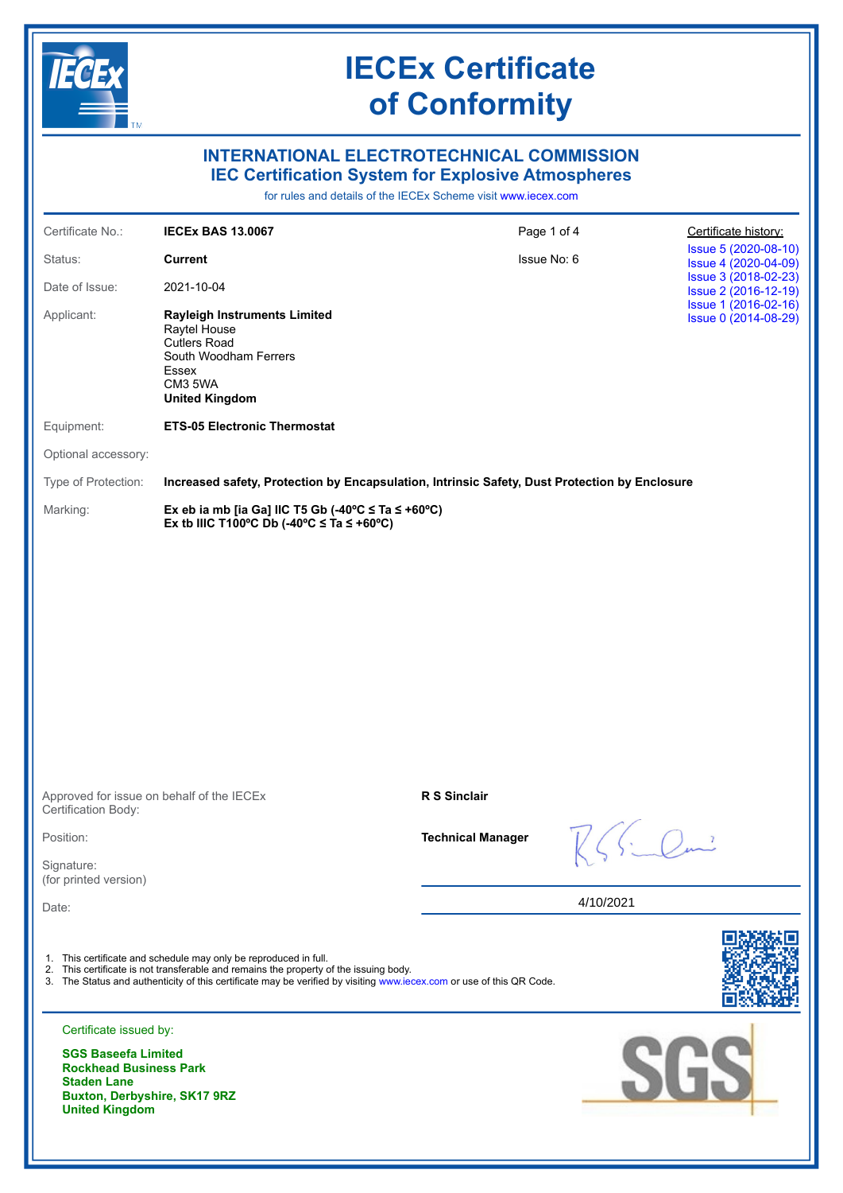# IECEx Certificate of Conformity

## INTERNATIONAL ELECTROTECHNICAL COMMISSION
## IEC Certification System for Explosive Atmospheres

for rules and details of the IECEx Scheme visit www.iecex.com

| | | | |
|---|---|---|---|
| Certificate No.: | **IECEx BAS 13.0067** | Page 1 of 4 | Certificate history: |
| Status: | **Current** | Issue No: 6 | Issue 5 (2020-08-10)<br>Issue 4 (2020-04-09)<br>Issue 3 (2018-02-23)<br>Issue 2 (2016-12-19)<br>Issue 1 (2016-02-16)<br>Issue 0 (2014-08-29) |
| Date of Issue: | 2021-10-04 | | |
| Applicant: | **Rayleigh Instruments Limited**<br>Raytel House<br>Cutlers Road<br>South Woodham Ferrers<br>Essex<br>CM3 5WA<br>**United Kingdom** | | |
| Equipment: | **ETS-05 Electronic Thermostat** | | |
| Optional accessory: | | | |
| Type of Protection: | **Increased safety, Protection by Encapsulation, Intrinsic Safety, Dust Protection by Enclosure** | | |
| Marking: | **Ex eb ia mb [ia Ga] IIC T5 Gb (-40ºC ≤ Ta ≤ +60ºC)**<br>**Ex tb IIIC T100ºC Db (-40ºC ≤ Ta ≤ +60ºC)** | | |

| | |
|---|---|
| Approved for issue on behalf of the IECEx Certification Body: | **R S Sinclair** |
| Position: | **Technical Manager** |
| Signature: (for printed version) | |
| Date: | 4/10/2021 |

1. This certificate and schedule may only be reproduced in full.
2. This certificate is not transferable and remains the property of the issuing body.
3. The Status and authenticity of this certificate may be verified by visiting www.iecex.com or use of this QR Code.

Certificate issued by:

**SGS Baseefa Limited**
**Rockhead Business Park**
**Staden Lane**
**Buxton, Derbyshire, SK17 9RZ**
**United Kingdom**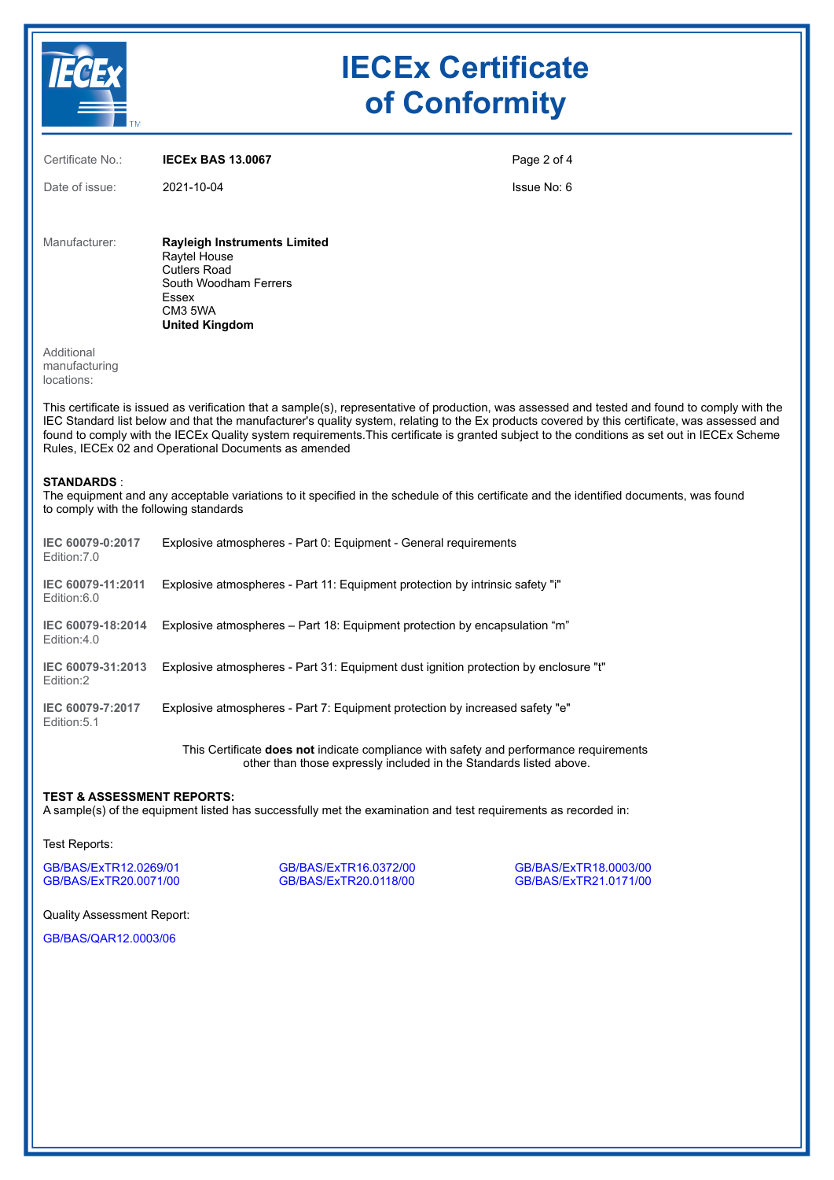# IECEx Certificate of Conformity

| | | |
|---|---|---|
| Certificate No.: | **IECEx BAS 13.0067** | |
| Date of issue: | 2021-10-04 | Issue No: 6 |

Manufacturer: **Rayleigh Instruments Limited**
Raytel House
Cutlers Road
South Woodham Ferrers
Essex
CM3 5WA
**United Kingdom**

Additional manufacturing locations:

This certificate is issued as verification that a sample(s), representative of production, was assessed and tested and found to comply with the IEC Standard list below and that the manufacturer's quality system, relating to the Ex products covered by this certificate, was assessed and found to comply with the IECEx Quality system requirements.This certificate is granted subject to the conditions as set out in IECEx Scheme Rules, IECEx 02 and Operational Documents as amended

**STANDARDS** :
The equipment and any acceptable variations to it specified in the schedule of this certificate and the identified documents, was found to comply with the following standards

| Standard | Title |
|---|---|
| **IEC 60079-0:2017** Edition:7.0 | Explosive atmospheres - Part 0: Equipment - General requirements |
| **IEC 60079-11:2011** Edition:6.0 | Explosive atmospheres - Part 11: Equipment protection by intrinsic safety "i" |
| **IEC 60079-18:2014** Edition:4.0 | Explosive atmospheres – Part 18: Equipment protection by encapsulation “m” |
| **IEC 60079-31:2013** Edition:2 | Explosive atmospheres - Part 31: Equipment dust ignition protection by enclosure "t" |
| **IEC 60079-7:2017** Edition:5.1 | Explosive atmospheres - Part 7: Equipment protection by increased safety "e" |

This Certificate **does not** indicate compliance with safety and performance requirements other than those expressly included in the Standards listed above.

**TEST & ASSESSMENT REPORTS:**
A sample(s) of the equipment listed has successfully met the examination and test requirements as recorded in:

Test Reports:

GB/BAS/ExTR12.0269/01
GB/BAS/ExTR16.0372/00
GB/BAS/ExTR18.0003/00
GB/BAS/ExTR20.0071/00
GB/BAS/ExTR20.0118/00
GB/BAS/ExTR21.0171/00

Quality Assessment Report:

GB/BAS/QAR12.0003/06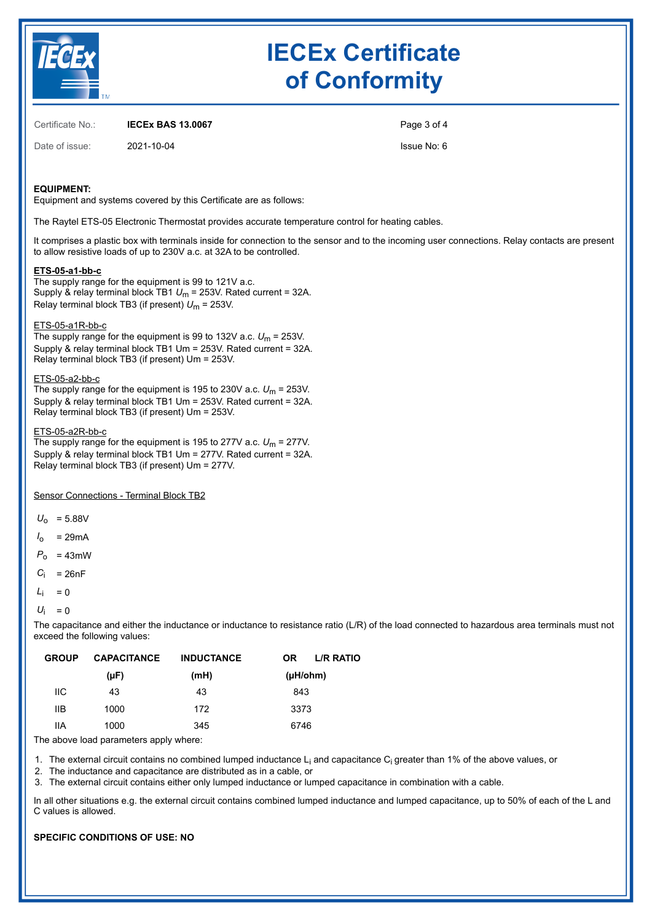# IECEx Certificate of Conformity

Certificate No.: **IECEx BAS 13.0067**

Date of issue: 2021-10-04

Issue No: 6

**EQUIPMENT:**
Equipment and systems covered by this Certificate are as follows:

The Raytel ETS-05 Electronic Thermostat provides accurate temperature control for heating cables.

It comprises a plastic box with terminals inside for connection to the sensor and to the incoming user connections. Relay contacts are present to allow resistive loads of up to 230V a.c. at 32A to be controlled.

**ETS-05-a1-bb-c**
The supply range for the equipment is 99 to 121V a.c.
Supply & relay terminal block TB1 $U_m$ = 253V. Rated current = 32A.
Relay terminal block TB3 (if present) $U_m$ = 253V.

ETS-05-a1R-bb-c
The supply range for the equipment is 99 to 132V a.c. $U_m$ = 253V.
Supply & relay terminal block TB1 Um = 253V. Rated current = 32A.
Relay terminal block TB3 (if present) Um = 253V.

ETS-05-a2-bb-c
The supply range for the equipment is 195 to 230V a.c. $U_m$ = 253V.
Supply & relay terminal block TB1 Um = 253V. Rated current = 32A.
Relay terminal block TB3 (if present) Um = 253V.

ETS-05-a2R-bb-c
The supply range for the equipment is 195 to 277V a.c. $U_m$ = 277V.
Supply & relay terminal block TB1 Um = 277V. Rated current = 32A.
Relay terminal block TB3 (if present) Um = 277V.

Sensor Connections - Terminal Block TB2

$U_o$ = 5.88V

$I_o$ = 29mA

$P_o$ = 43mW

$C_i$ = 26nF

$L_i$ = 0

$U_i$ = 0

The capacitance and either the inductance or inductance to resistance ratio (L/R) of the load connected to hazardous area terminals must not exceed the following values:

| GROUP | CAPACITANCE (µF) | INDUCTANCE (mH) | OR L/R RATIO (µH/ohm) |
|---|---|---|---|
| IIC | 43 | 43 | 843 |
| IIB | 1000 | 172 | 3373 |
| IIA | 1000 | 345 | 6746 |

The above load parameters apply where:

1. The external circuit contains no combined lumped inductance $L_i$ and capacitance $C_i$ greater than 1% of the above values, or
2. The inductance and capacitance are distributed as in a cable, or
3. The external circuit contains either only lumped inductance or lumped capacitance in combination with a cable.

In all other situations e.g. the external circuit contains combined lumped inductance and lumped capacitance, up to 50% of each of the L and C values is allowed.

**SPECIFIC CONDITIONS OF USE: NO**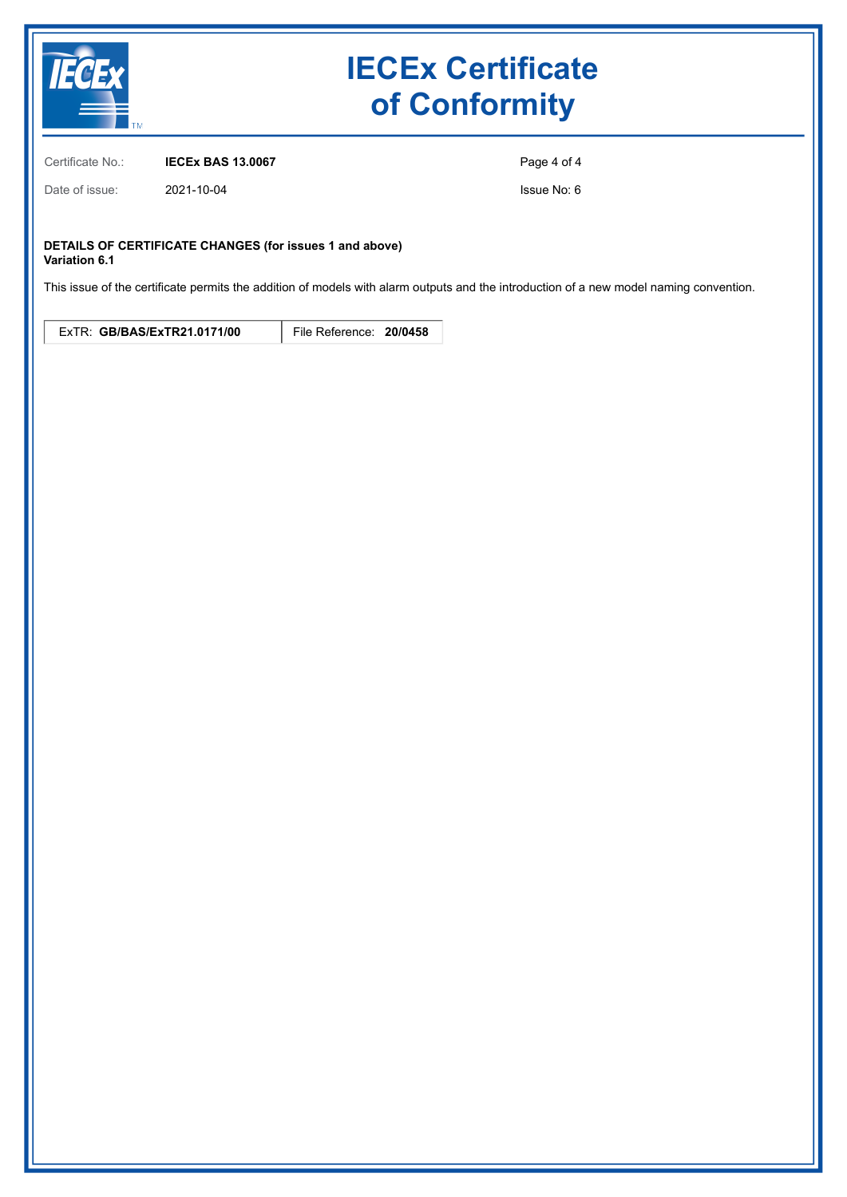Certificate No.: **IECEx BAS 13.0067**

Date of issue: 2021-10-04

Issue No: 6

**DETAILS OF CERTIFICATE CHANGES (for issues 1 and above)**
**Variation 6.1**

This issue of the certificate permits the addition of models with alarm outputs and the introduction of a new model naming convention.

| | |
|---|---|
| ExTR: **GB/BAS/ExTR21.0171/00** | File Reference: **20/0458** |